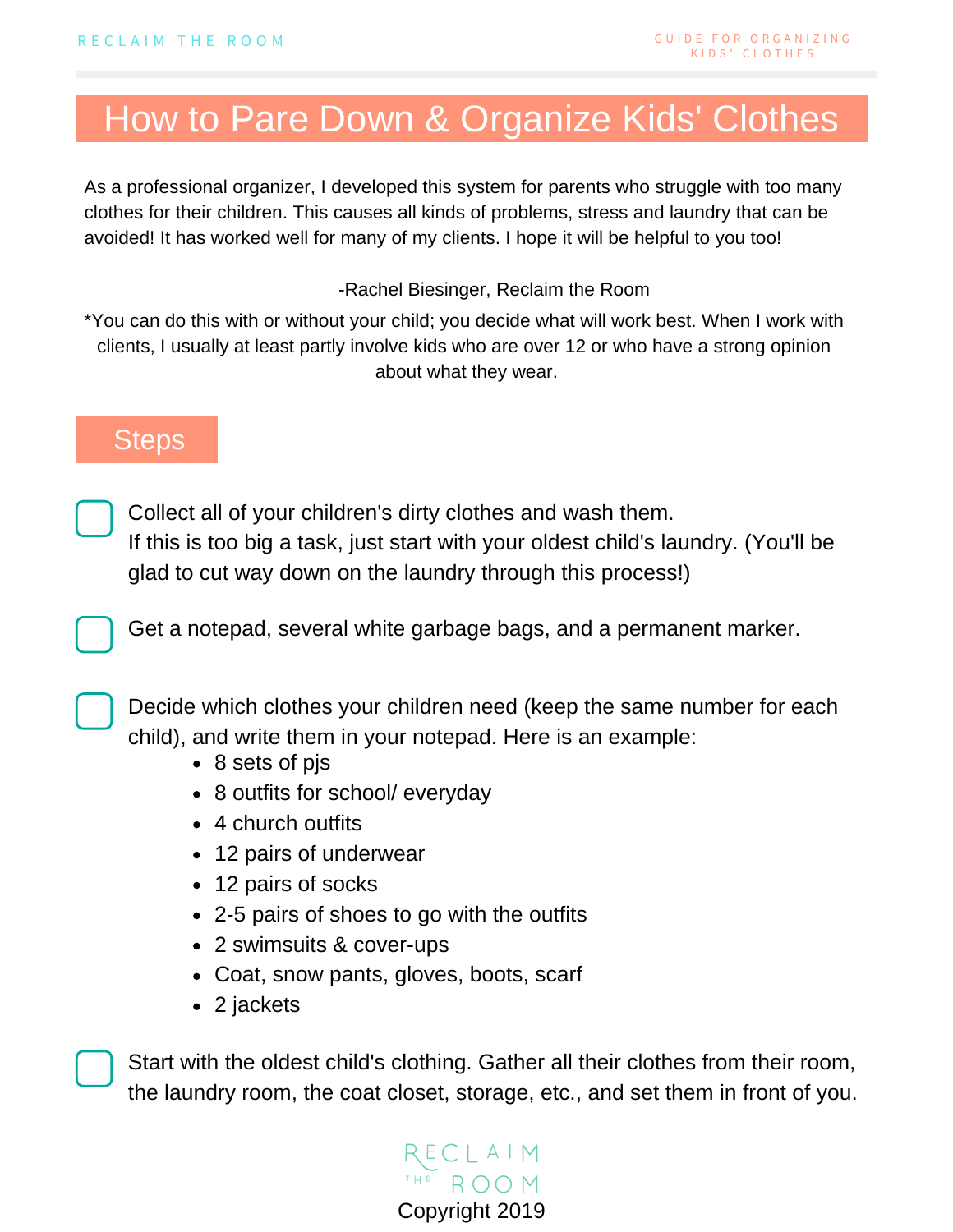# How to Pare Down & Organize Kids' Clothes

As a professional organizer, I developed this system for parents who struggle with too many clothes for their children. This causes all kinds of problems, stress and laundry that can be avoided! It has worked well for many of my clients. I hope it will be helpful to you too!

-Rachel Biesinger, Reclaim the Room

*You can do this with or without your child; you decide what will work best. When I work with clients, I usually at least partly involve kids who are over 12 or who have a strong opinion about what they wear.

## Steps

- [ ] Collect all of your children's dirty clothes and wash them.
  If this is too big a task, just start with your oldest child's laundry. (You'll be glad to cut way down on the laundry through this process!)

- [ ] Get a notepad, several white garbage bags, and a permanent marker.

- [ ] Decide which clothes your children need (keep the same number for each child), and write them in your notepad. Here is an example:
  - 8 sets of pjs
  - 8 outfits for school/ everyday
  - 4 church outfits
  - 12 pairs of underwear
  - 12 pairs of socks
  - 2-5 pairs of shoes to go with the outfits
  - 2 swimsuits & cover-ups
  - Coat, snow pants, gloves, boots, scarf
  - 2 jackets

- [ ] Start with the oldest child's clothing. Gather all their clothes from their room, the laundry room, the coat closet, storage, etc., and set them in front of you.

Copyright 2019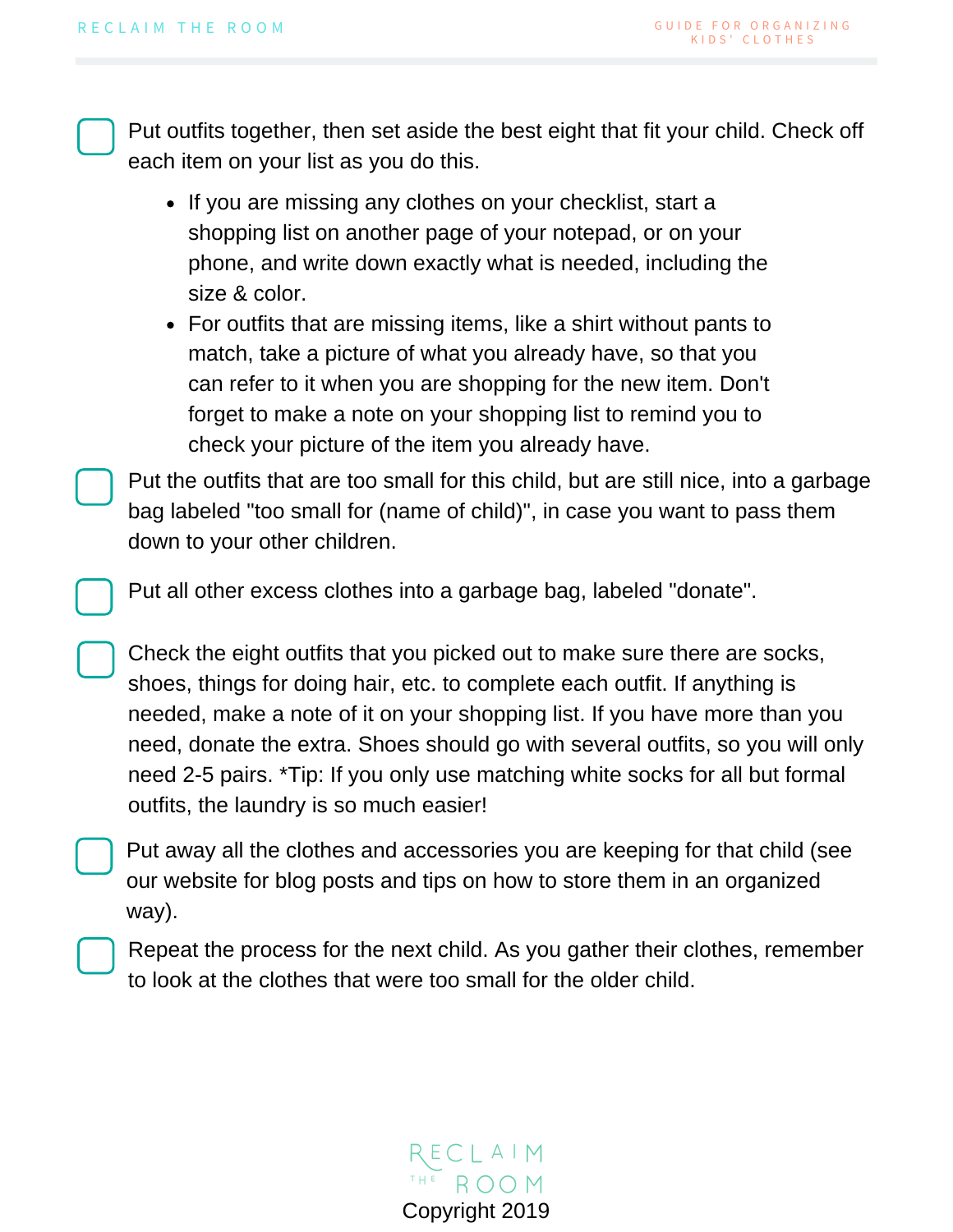- [ ] Put outfits together, then set aside the best eight that fit your child. Check off each item on your list as you do this.
    - If you are missing any clothes on your checklist, start a shopping list on another page of your notepad, or on your phone, and write down exactly what is needed, including the size & color.
    - For outfits that are missing items, like a shirt without pants to match, take a picture of what you already have, so that you can refer to it when you are shopping for the new item. Don't forget to make a note on your shopping list to remind you to check your picture of the item you already have.
- [ ] Put the outfits that are too small for this child, but are still nice, into a garbage bag labeled "too small for (name of child)", in case you want to pass them down to your other children.
- [ ] Put all other excess clothes into a garbage bag, labeled "donate".
- [ ] Check the eight outfits that you picked out to make sure there are socks, shoes, things for doing hair, etc. to complete each outfit. If anything is needed, make a note of it on your shopping list. If you have more than you need, donate the extra. Shoes should go with several outfits, so you will only need 2-5 pairs. *Tip: If you only use matching white socks for all but formal outfits, the laundry is so much easier!
- [ ] Put away all the clothes and accessories you are keeping for that child (see our website for blog posts and tips on how to store them in an organized way).
- [ ] Repeat the process for the next child. As you gather their clothes, remember to look at the clothes that were too small for the older child.

RECLAIM THE ROOM
Copyright 2019